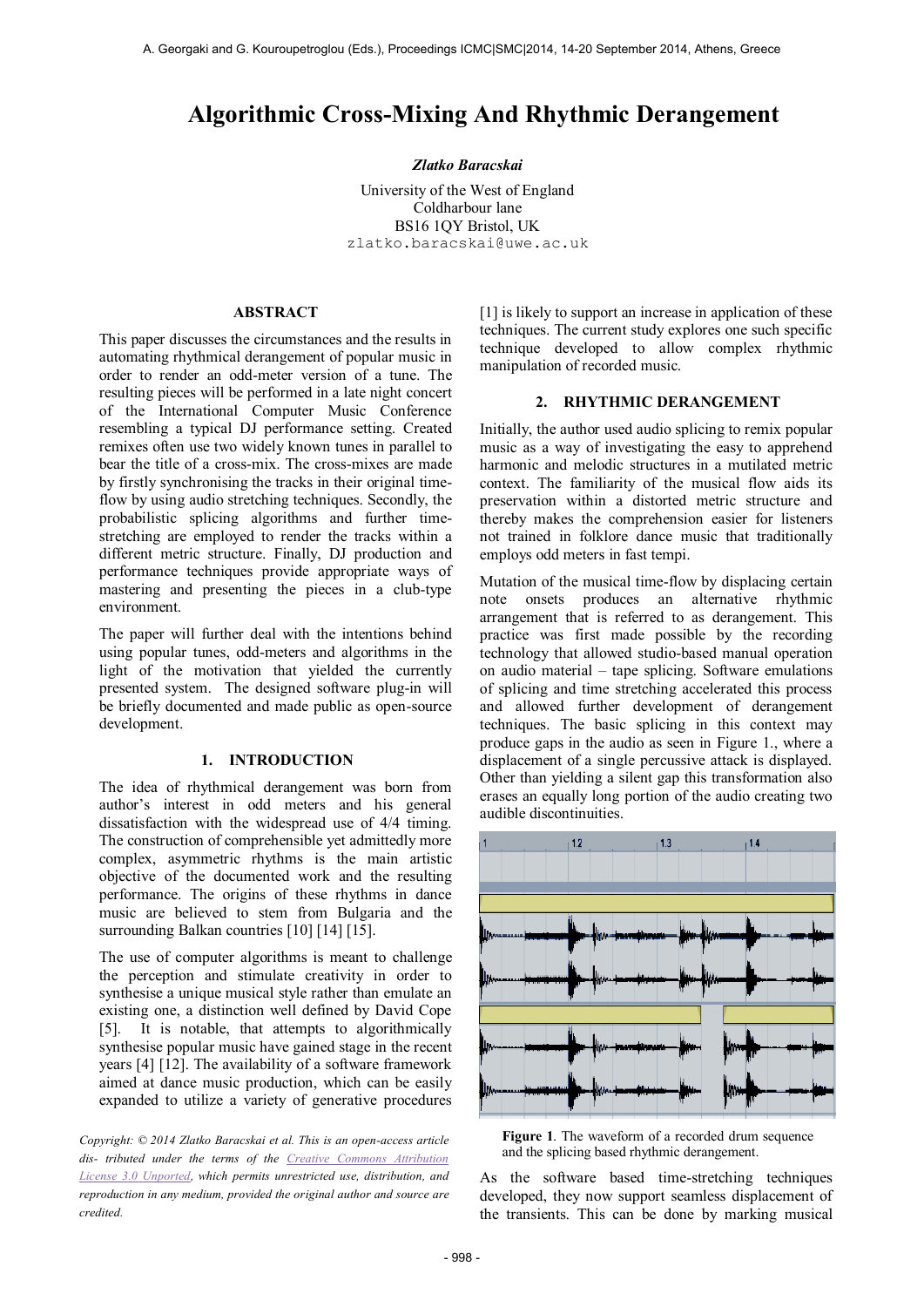# Algorithmic Cross-Mixing And Rhythmic Derangement

***Zlatko Baracskai***

University of the West of England
Coldharbour lane
BS16 1QY Bristol, UK
zlatko.baracskai@uwe.ac.uk

## ABSTRACT

This paper discusses the circumstances and the results in automating rhythmical derangement of popular music in order to render an odd-meter version of a tune. The resulting pieces will be performed in a late night concert of the International Computer Music Conference resembling a typical DJ performance setting. Created remixes often use two widely known tunes in parallel to bear the title of a cross-mix. The cross-mixes are made by firstly synchronising the tracks in their original time-flow by using audio stretching techniques. Secondly, the probabilistic splicing algorithms and further time-stretching are employed to render the tracks within a different metric structure. Finally, DJ production and performance techniques provide appropriate ways of mastering and presenting the pieces in a club-type environment.

The paper will further deal with the intentions behind using popular tunes, odd-meters and algorithms in the light of the motivation that yielded the currently presented system. The designed software plug-in will be briefly documented and made public as open-source development.

## 1. INTRODUCTION

The idea of rhythmical derangement was born from author's interest in odd meters and his general dissatisfaction with the widespread use of 4/4 timing. The construction of comprehensible yet admittedly more complex, asymmetric rhythms is the main artistic objective of the documented work and the resulting performance. The origins of these rhythms in dance music are believed to stem from Bulgaria and the surrounding Balkan countries [10] [14] [15].

The use of computer algorithms is meant to challenge the perception and stimulate creativity in order to synthesise a unique musical style rather than emulate an existing one, a distinction well defined by David Cope [5]. It is notable, that attempts to algorithmically synthesise popular music have gained stage in the recent years [4] [12]. The availability of a software framework aimed at dance music production, which can be easily expanded to utilize a variety of generative procedures [1] is likely to support an increase in application of these techniques. The current study explores one such specific technique developed to allow complex rhythmic manipulation of recorded music.

*Copyright: © 2014 Zlatko Baracskai et al. This is an open-access article dis- tributed under the terms of the Creative Commons Attribution License 3.0 Unported, which permits unrestricted use, distribution, and reproduction in any medium, provided the original author and source are credited.*

## 2. RHYTHMIC DERANGEMENT

Initially, the author used audio splicing to remix popular music as a way of investigating the easy to apprehend harmonic and melodic structures in a mutilated metric context. The familiarity of the musical flow aids its preservation within a distorted metric structure and thereby makes the comprehension easier for listeners not trained in folklore dance music that traditionally employs odd meters in fast tempi.

Mutation of the musical time-flow by displacing certain note onsets produces an alternative rhythmic arrangement that is referred to as derangement. This practice was first made possible by the recording technology that allowed studio-based manual operation on audio material – tape splicing. Software emulations of splicing and time stretching accelerated this process and allowed further development of derangement techniques. The basic splicing in this context may produce gaps in the audio as seen in Figure 1., where a displacement of a single percussive attack is displayed. Other than yielding a silent gap this transformation also erases an equally long portion of the audio creating two audible discontinuities.

**Figure 1**. The waveform of a recorded drum sequence and the splicing based rhythmic derangement.

As the software based time-stretching techniques developed, they now support seamless displacement of the transients. This can be done by marking musical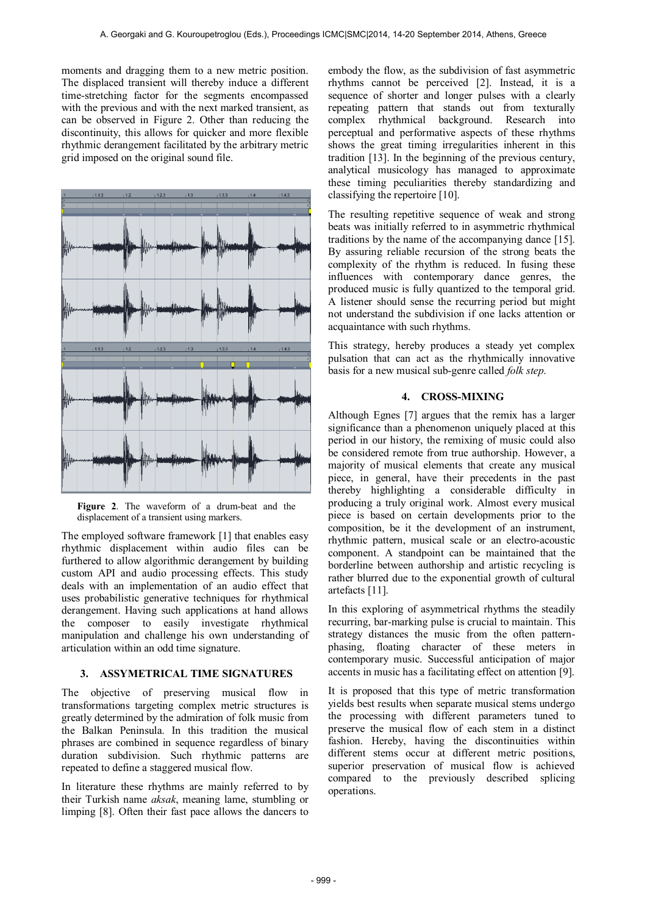moments and dragging them to a new metric position. The displaced transient will thereby induce a different time-stretching factor for the segments encompassed with the previous and with the next marked transient, as can be observed in Figure 2. Other than reducing the discontinuity, this allows for quicker and more flexible rhythmic derangement facilitated by the arbitrary metric grid imposed on the original sound file.

**Figure 2**. The waveform of a drum-beat and the displacement of a transient using markers.

The employed software framework [1] that enables easy rhythmic displacement within audio files can be furthered to allow algorithmic derangement by building custom API and audio processing effects. This study deals with an implementation of an audio effect that uses probabilistic generative techniques for rhythmical derangement. Having such applications at hand allows the composer to easily investigate rhythmical manipulation and challenge his own understanding of articulation within an odd time signature.

## 3. ASSYMETRICAL TIME SIGNATURES

The objective of preserving musical flow in transformations targeting complex metric structures is greatly determined by the admiration of folk music from the Balkan Peninsula. In this tradition the musical phrases are combined in sequence regardless of binary duration subdivision. Such rhythmic patterns are repeated to define a staggered musical flow.

In literature these rhythms are mainly referred to by their Turkish name *aksak*, meaning lame, stumbling or limping [8]. Often their fast pace allows the dancers to embody the flow, as the subdivision of fast asymmetric rhythms cannot be perceived [2]. Instead, it is a sequence of shorter and longer pulses with a clearly repeating pattern that stands out from texturally complex rhythmical background. Research into perceptual and performative aspects of these rhythms shows the great timing irregularities inherent in this tradition [13]. In the beginning of the previous century, analytical musicology has managed to approximate these timing peculiarities thereby standardizing and classifying the repertoire [10].

The resulting repetitive sequence of weak and strong beats was initially referred to in asymmetric rhythmical traditions by the name of the accompanying dance [15]. By assuring reliable recursion of the strong beats the complexity of the rhythm is reduced. In fusing these influences with contemporary dance genres, the produced music is fully quantized to the temporal grid. A listener should sense the recurring period but might not understand the subdivision if one lacks attention or acquaintance with such rhythms.

This strategy, hereby produces a steady yet complex pulsation that can act as the rhythmically innovative basis for a new musical sub-genre called *folk step*.

## 4. CROSS-MIXING

Although Egnes [7] argues that the remix has a larger significance than a phenomenon uniquely placed at this period in our history, the remixing of music could also be considered remote from true authorship. However, a majority of musical elements that create any musical piece, in general, have their precedents in the past thereby highlighting a considerable difficulty in producing a truly original work. Almost every musical piece is based on certain developments prior to the composition, be it the development of an instrument, rhythmic pattern, musical scale or an electro-acoustic component. A standpoint can be maintained that the borderline between authorship and artistic recycling is rather blurred due to the exponential growth of cultural artefacts [11].

In this exploring of asymmetrical rhythms the steadily recurring, bar-marking pulse is crucial to maintain. This strategy distances the music from the often pattern-phasing, floating character of these meters in contemporary music. Successful anticipation of major accents in music has a facilitating effect on attention [9].

It is proposed that this type of metric transformation yields best results when separate musical stems undergo the processing with different parameters tuned to preserve the musical flow of each stem in a distinct fashion. Hereby, having the discontinuities within different stems occur at different metric positions, superior preservation of musical flow is achieved compared to the previously described splicing operations.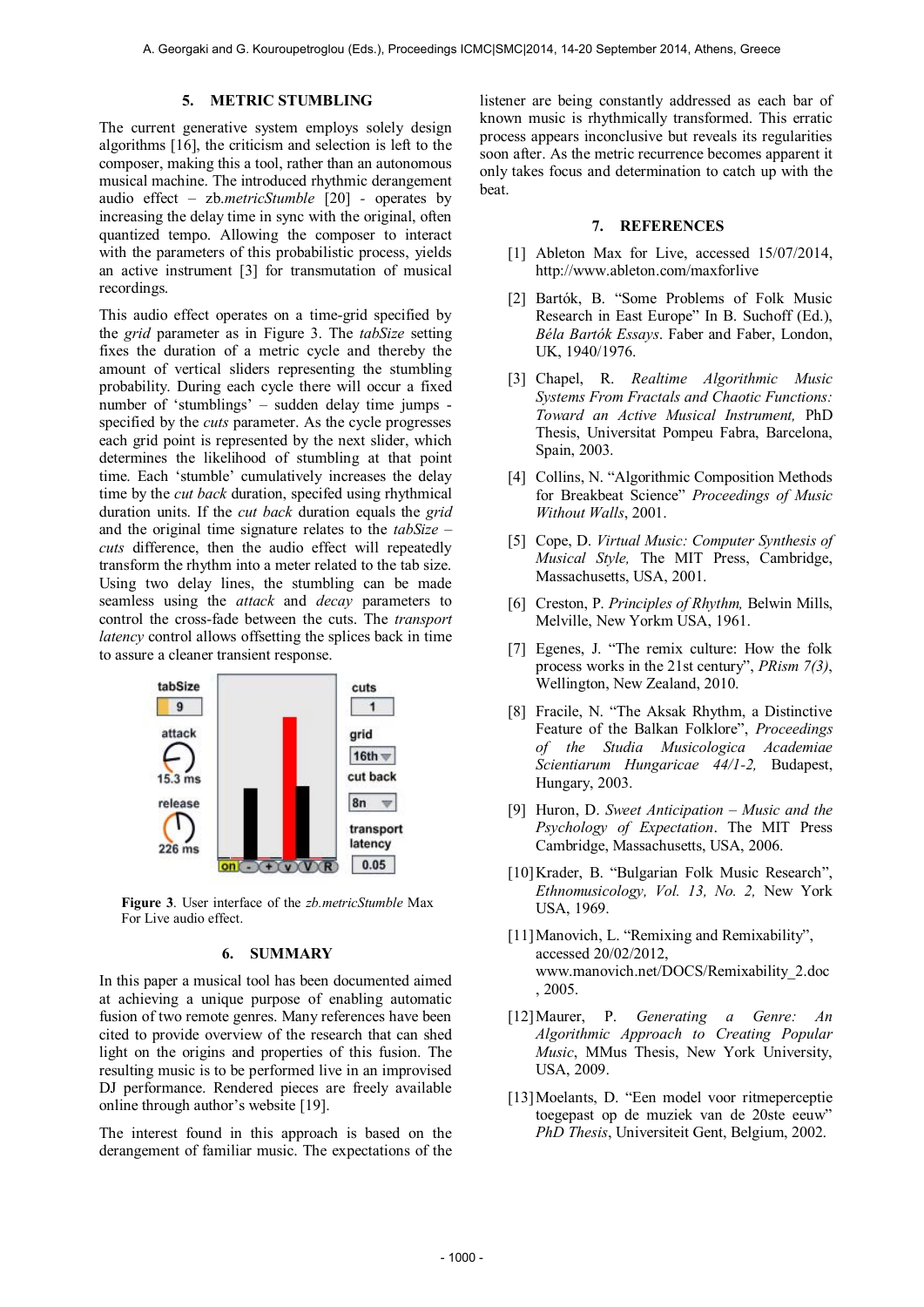## 5. METRIC STUMBLING

The current generative system employs solely design algorithms [16], the criticism and selection is left to the composer, making this a tool, rather than an autonomous musical machine. The introduced rhythmic derangement audio effect – zb.*metricStumble* [20] - operates by increasing the delay time in sync with the original, often quantized tempo. Allowing the composer to interact with the parameters of this probabilistic process, yields an active instrument [3] for transmutation of musical recordings.

This audio effect operates on a time-grid specified by the *grid* parameter as in Figure 3. The *tabSize* setting fixes the duration of a metric cycle and thereby the amount of vertical sliders representing the stumbling probability. During each cycle there will occur a fixed number of 'stumblings' – sudden delay time jumps - specified by the *cuts* parameter. As the cycle progresses each grid point is represented by the next slider, which determines the likelihood of stumbling at that point time. Each 'stumble' cumulatively increases the delay time by the *cut back* duration, specifed using rhythmical duration units. If the *cut back* duration equals the *grid* and the original time signature relates to the *tabSize* – *cuts* difference, then the audio effect will repeatedly transform the rhythm into a meter related to the tab size. Using two delay lines, the stumbling can be made seamless using the *attack* and *decay* parameters to control the cross-fade between the cuts. The *transport latency* control allows offsetting the splices back in time to assure a cleaner transient response.

**Figure 3**. User interface of the *zb.metricStumble* Max For Live audio effect.

## 6. SUMMARY

In this paper a musical tool has been documented aimed at achieving a unique purpose of enabling automatic fusion of two remote genres. Many references have been cited to provide overview of the research that can shed light on the origins and properties of this fusion. The resulting music is to be performed live in an improvised DJ performance. Rendered pieces are freely available online through author's website [19].

The interest found in this approach is based on the derangement of familiar music. The expectations of the listener are being constantly addressed as each bar of known music is rhythmically transformed. This erratic process appears inconclusive but reveals its regularities soon after. As the metric recurrence becomes apparent it only takes focus and determination to catch up with the beat.

## 7. REFERENCES

[1] Ableton Max for Live, accessed 15/07/2014, http://www.ableton.com/maxforlive

[2] Bartók, B. "Some Problems of Folk Music Research in East Europe" In B. Suchoff (Ed.), *Béla Bartók Essays*. Faber and Faber, London, UK, 1940/1976.

[3] Chapel, R. *Realtime Algorithmic Music Systems From Fractals and Chaotic Functions: Toward an Active Musical Instrument,* PhD Thesis, Universitat Pompeu Fabra, Barcelona, Spain, 2003.

[4] Collins, N. "Algorithmic Composition Methods for Breakbeat Science" *Proceedings of Music Without Walls*, 2001.

[5] Cope, D. *Virtual Music: Computer Synthesis of Musical Style,* The MIT Press, Cambridge, Massachusetts, USA, 2001.

[6] Creston, P. *Principles of Rhythm,* Belwin Mills, Melville, New Yorkm USA, 1961.

[7] Egenes, J. "The remix culture: How the folk process works in the 21st century", *PRism 7(3)*, Wellington, New Zealand, 2010.

[8] Fracile, N. "The Aksak Rhythm, a Distinctive Feature of the Balkan Folklore", *Proceedings of the Studia Musicologica Academiae Scientiarum Hungaricae 44/1-2,* Budapest, Hungary, 2003.

[9] Huron, D. *Sweet Anticipation – Music and the Psychology of Expectation*. The MIT Press Cambridge, Massachusetts, USA, 2006.

[10] Krader, B. "Bulgarian Folk Music Research", *Ethnomusicology, Vol. 13, No. 2,* New York USA, 1969.

[11] Manovich, L. "Remixing and Remixability", accessed 20/02/2012, www.manovich.net/DOCS/Remixability_2.doc, 2005.

[12] Maurer, P. *Generating a Genre: An Algorithmic Approach to Creating Popular Music*, MMus Thesis, New York University, USA, 2009.

[13] Moelants, D. "Een model voor ritmeperceptie toegepast op de muziek van de 20ste eeuw" *PhD Thesis*, Universiteit Gent, Belgium, 2002.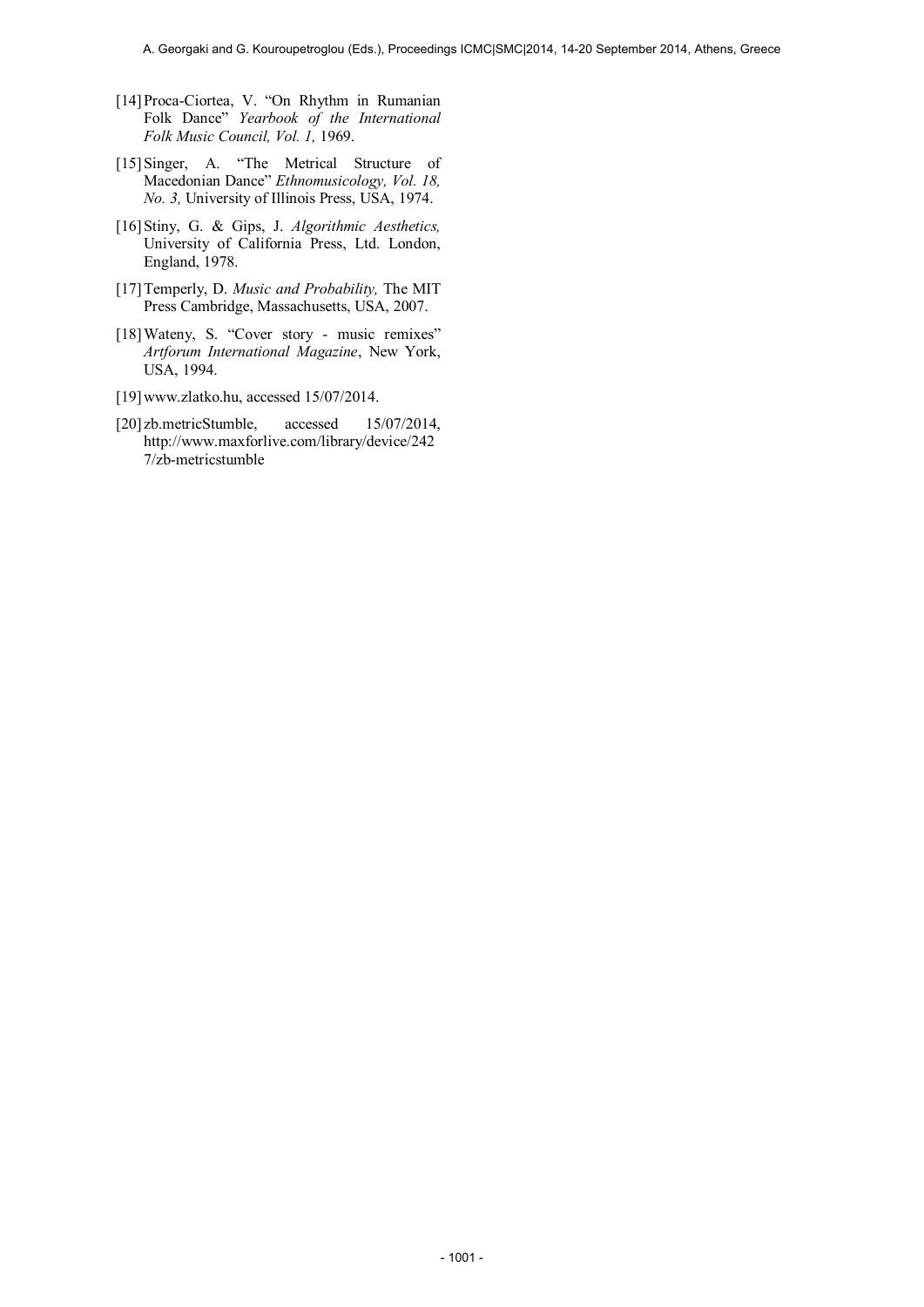[14] Proca-Ciortea, V. "On Rhythm in Rumanian Folk Dance" *Yearbook of the International Folk Music Council, Vol. 1,* 1969.

[15] Singer, A. "The Metrical Structure of Macedonian Dance" *Ethnomusicology, Vol. 18, No. 3,* University of Illinois Press, USA, 1974.

[16] Stiny, G. & Gips, J. *Algorithmic Aesthetics,* University of California Press, Ltd. London, England, 1978.

[17] Temperly, D. *Music and Probability,* The MIT Press Cambridge, Massachusetts, USA, 2007.

[18] Wateny, S. "Cover story - music remixes" *Artforum International Magazine*, New York, USA, 1994.

[19] www.zlatko.hu, accessed 15/07/2014.

[20] zb.metricStumble, accessed 15/07/2014, http://www.maxforlive.com/library/device/2427/zb-metricstumble